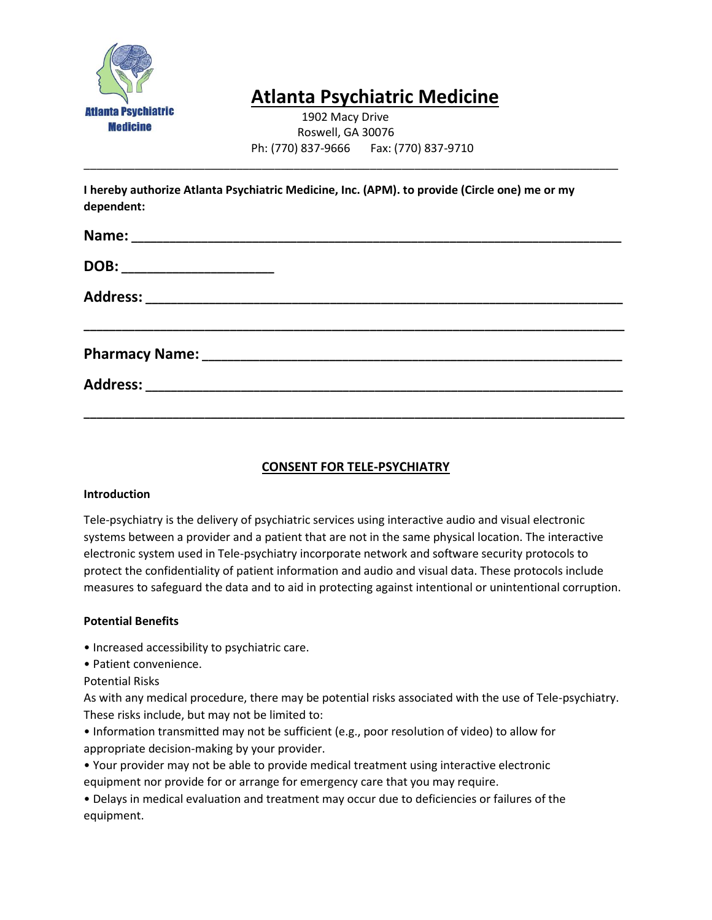# Atlanta Psychiatric Medicine

1902 Macy Drive
Roswell, GA 30076
Ph: (770) 837-9666 Fax: (770) 837-9710

---

**I hereby authorize Atlanta Psychiatric Medicine, Inc. (APM). to provide (Circle one) me or my dependent:**

**Name:** ___________________________________________________________

**DOB:** ___________________

**Address:** _________________________________________________________

_____________________________________________________________________

**Pharmacy Name:** __________________________________________________

**Address:** _________________________________________________________

_____________________________________________________________________

## CONSENT FOR TELE-PSYCHIATRY

**Introduction**

Tele-psychiatry is the delivery of psychiatric services using interactive audio and visual electronic systems between a provider and a patient that are not in the same physical location. The interactive electronic system used in Tele-psychiatry incorporate network and software security protocols to protect the confidentiality of patient information and audio and visual data. These protocols include measures to safeguard the data and to aid in protecting against intentional or unintentional corruption.

**Potential Benefits**

- Increased accessibility to psychiatric care.
- Patient convenience.

Potential Risks

As with any medical procedure, there may be potential risks associated with the use of Tele-psychiatry. These risks include, but may not be limited to:

- Information transmitted may not be sufficient (e.g., poor resolution of video) to allow for appropriate decision-making by your provider.
- Your provider may not be able to provide medical treatment using interactive electronic equipment nor provide for or arrange for emergency care that you may require.
- Delays in medical evaluation and treatment may occur due to deficiencies or failures of the equipment.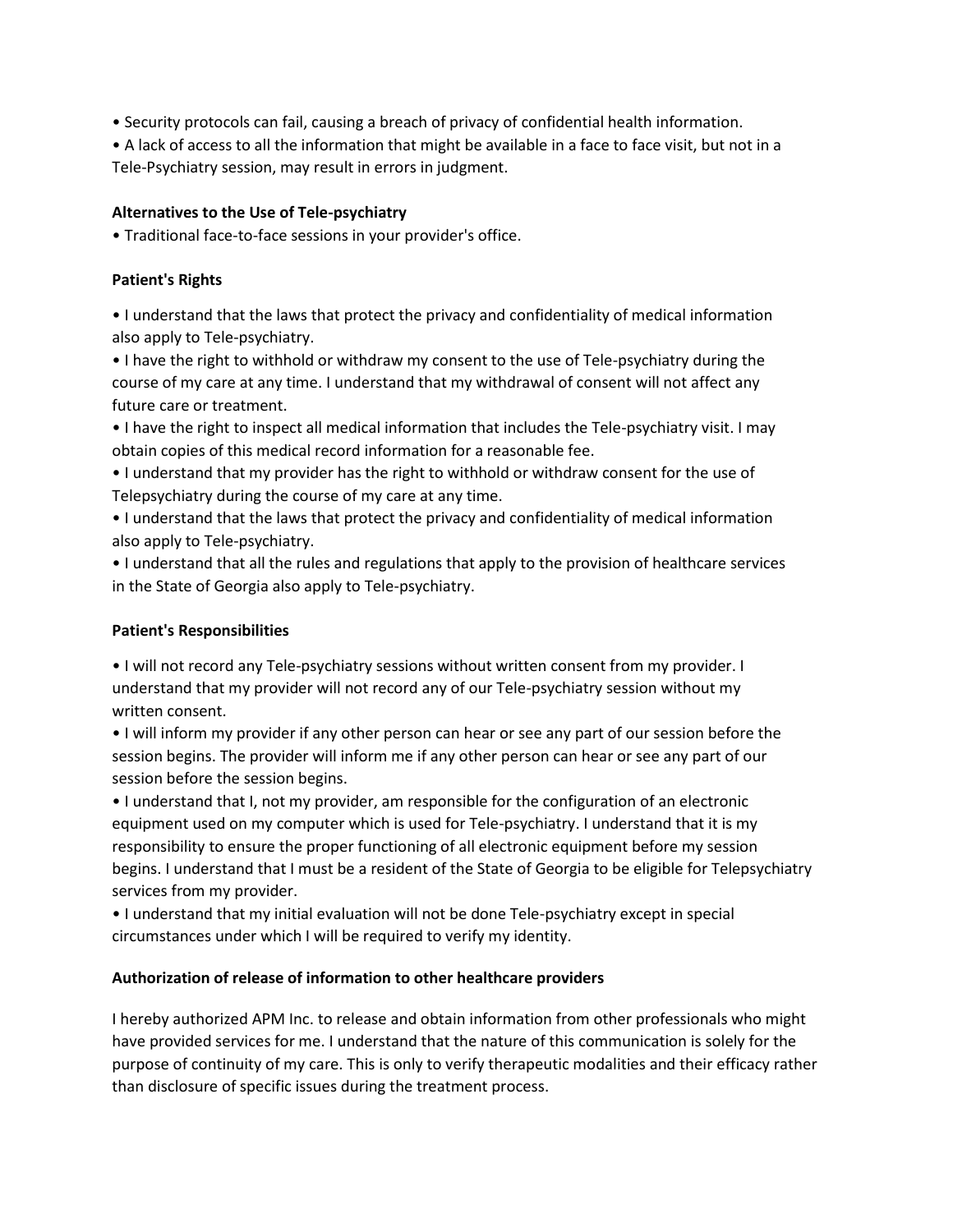- Security protocols can fail, causing a breach of privacy of confidential health information.
- A lack of access to all the information that might be available in a face to face visit, but not in a Tele-Psychiatry session, may result in errors in judgment.

**Alternatives to the Use of Tele-psychiatry**

- Traditional face-to-face sessions in your provider's office.

**Patient's Rights**

- I understand that the laws that protect the privacy and confidentiality of medical information also apply to Tele-psychiatry.
- I have the right to withhold or withdraw my consent to the use of Tele-psychiatry during the course of my care at any time. I understand that my withdrawal of consent will not affect any future care or treatment.
- I have the right to inspect all medical information that includes the Tele-psychiatry visit. I may obtain copies of this medical record information for a reasonable fee.
- I understand that my provider has the right to withhold or withdraw consent for the use of Telepsychiatry during the course of my care at any time.
- I understand that the laws that protect the privacy and confidentiality of medical information also apply to Tele-psychiatry.
- I understand that all the rules and regulations that apply to the provision of healthcare services in the State of Georgia also apply to Tele-psychiatry.

**Patient's Responsibilities**

- I will not record any Tele-psychiatry sessions without written consent from my provider. I understand that my provider will not record any of our Tele-psychiatry session without my written consent.
- I will inform my provider if any other person can hear or see any part of our session before the session begins. The provider will inform me if any other person can hear or see any part of our session before the session begins.
- I understand that I, not my provider, am responsible for the configuration of an electronic equipment used on my computer which is used for Tele-psychiatry. I understand that it is my responsibility to ensure the proper functioning of all electronic equipment before my session begins. I understand that I must be a resident of the State of Georgia to be eligible for Telepsychiatry services from my provider.
- I understand that my initial evaluation will not be done Tele-psychiatry except in special circumstances under which I will be required to verify my identity.

**Authorization of release of information to other healthcare providers**

I hereby authorized APM Inc. to release and obtain information from other professionals who might have provided services for me. I understand that the nature of this communication is solely for the purpose of continuity of my care. This is only to verify therapeutic modalities and their efficacy rather than disclosure of specific issues during the treatment process.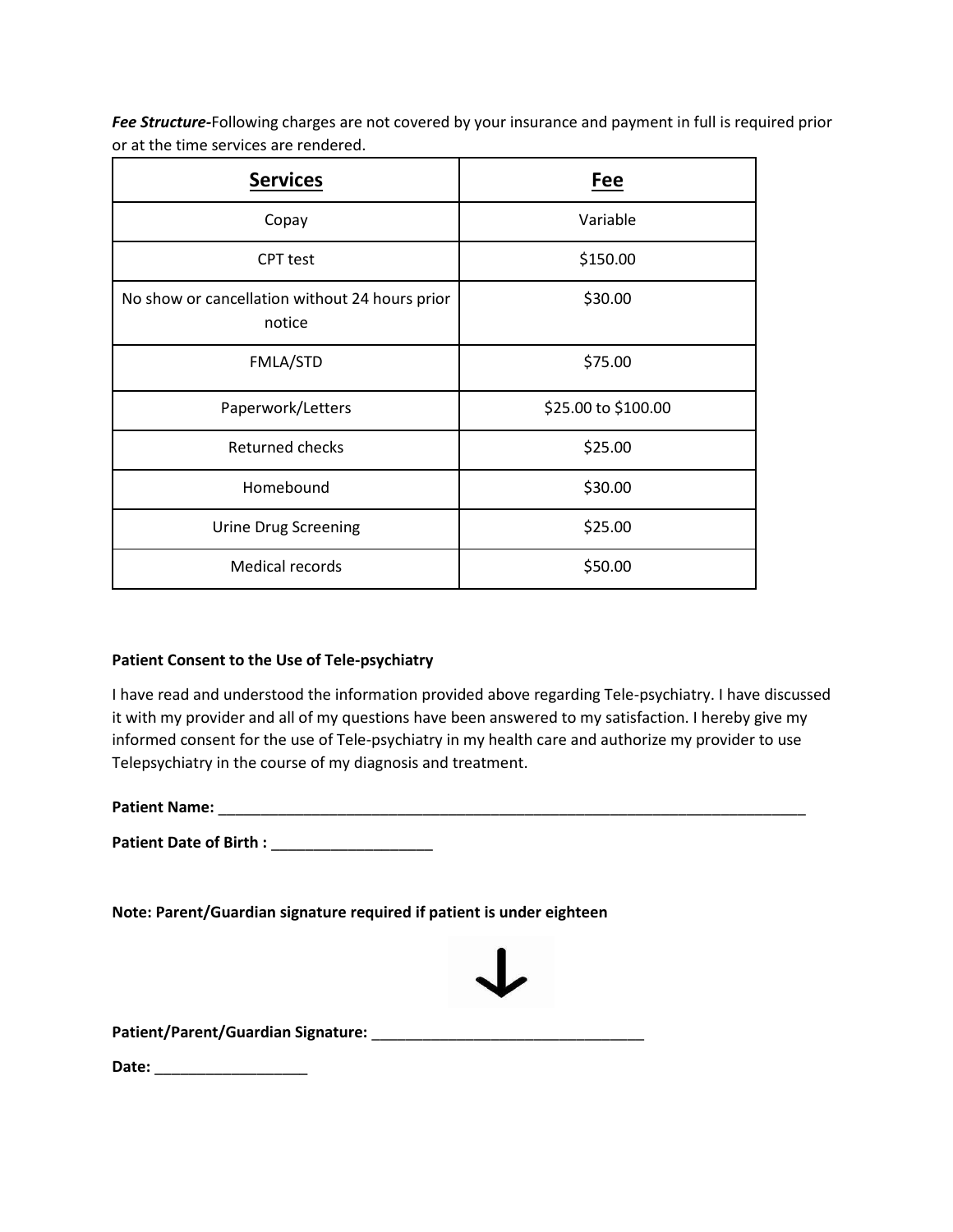***Fee Structure***-Following charges are not covered by your insurance and payment in full is required prior or at the time services are rendered.

| Services | Fee |
|---|---|
| Copay | Variable |
| CPT test | $150.00 |
| No show or cancellation without 24 hours prior notice | $30.00 |
| FMLA/STD | $75.00 |
| Paperwork/Letters | $25.00 to $100.00 |
| Returned checks | $25.00 |
| Homebound | $30.00 |
| Urine Drug Screening | $25.00 |
| Medical records | $50.00 |

**Patient Consent to the Use of Tele-psychiatry**

I have read and understood the information provided above regarding Tele-psychiatry. I have discussed it with my provider and all of my questions have been answered to my satisfaction. I hereby give my informed consent for the use of Tele-psychiatry in my health care and authorize my provider to use Telepsychiatry in the course of my diagnosis and treatment.

**Patient Name:** ___________________________________________________________________________

**Patient Date of Birth :** ____________________

**Note: Parent/Guardian signature required if patient is under eighteen**

↓

**Patient/Parent/Guardian Signature:** _________________________________

**Date:** ___________________